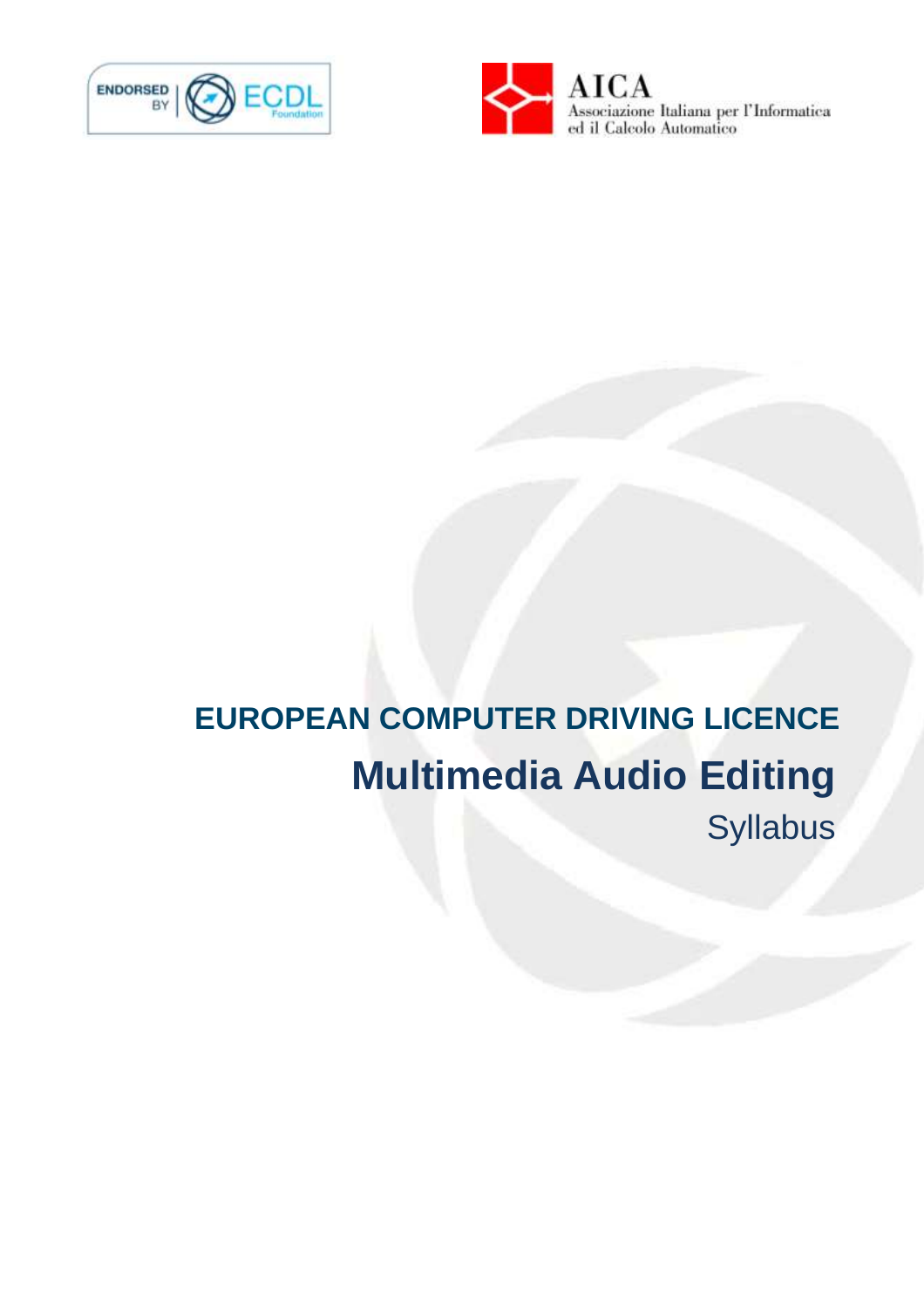ENDORSED BY ECDL Foundation

AICA
Associazione Italiana per l'Informatica
ed il Calcolo Automatico

**EUROPEAN COMPUTER DRIVING LICENCE**

# Multimedia Audio Editing

Syllabus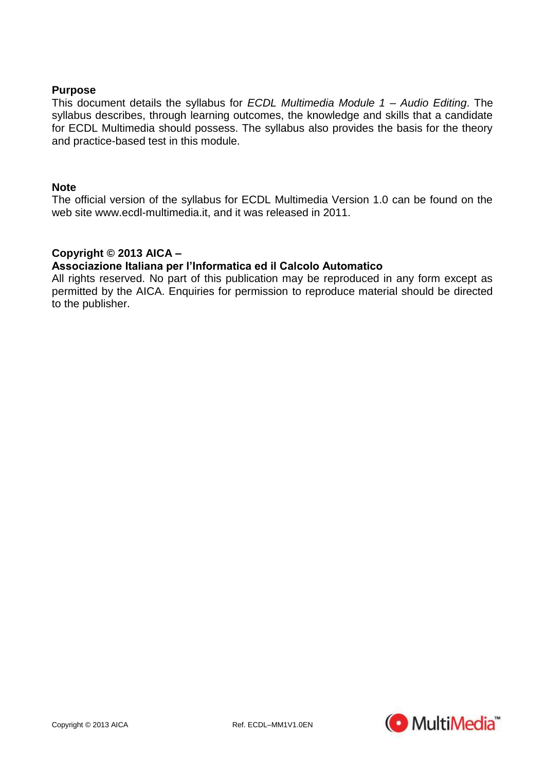**Purpose**

This document details the syllabus for *ECDL Multimedia Module 1 – Audio Editing*. The syllabus describes, through learning outcomes, the knowledge and skills that a candidate for ECDL Multimedia should possess. The syllabus also provides the basis for the theory and practice-based test in this module.

**Note**

The official version of the syllabus for ECDL Multimedia Version 1.0 can be found on the web site www.ecdl-multimedia.it, and it was released in 2011.

**Copyright © 2013 AICA –**
**Associazione Italiana per l'Informatica ed il Calcolo Automatico**

All rights reserved. No part of this publication may be reproduced in any form except as permitted by the AICA. Enquiries for permission to reproduce material should be directed to the publisher.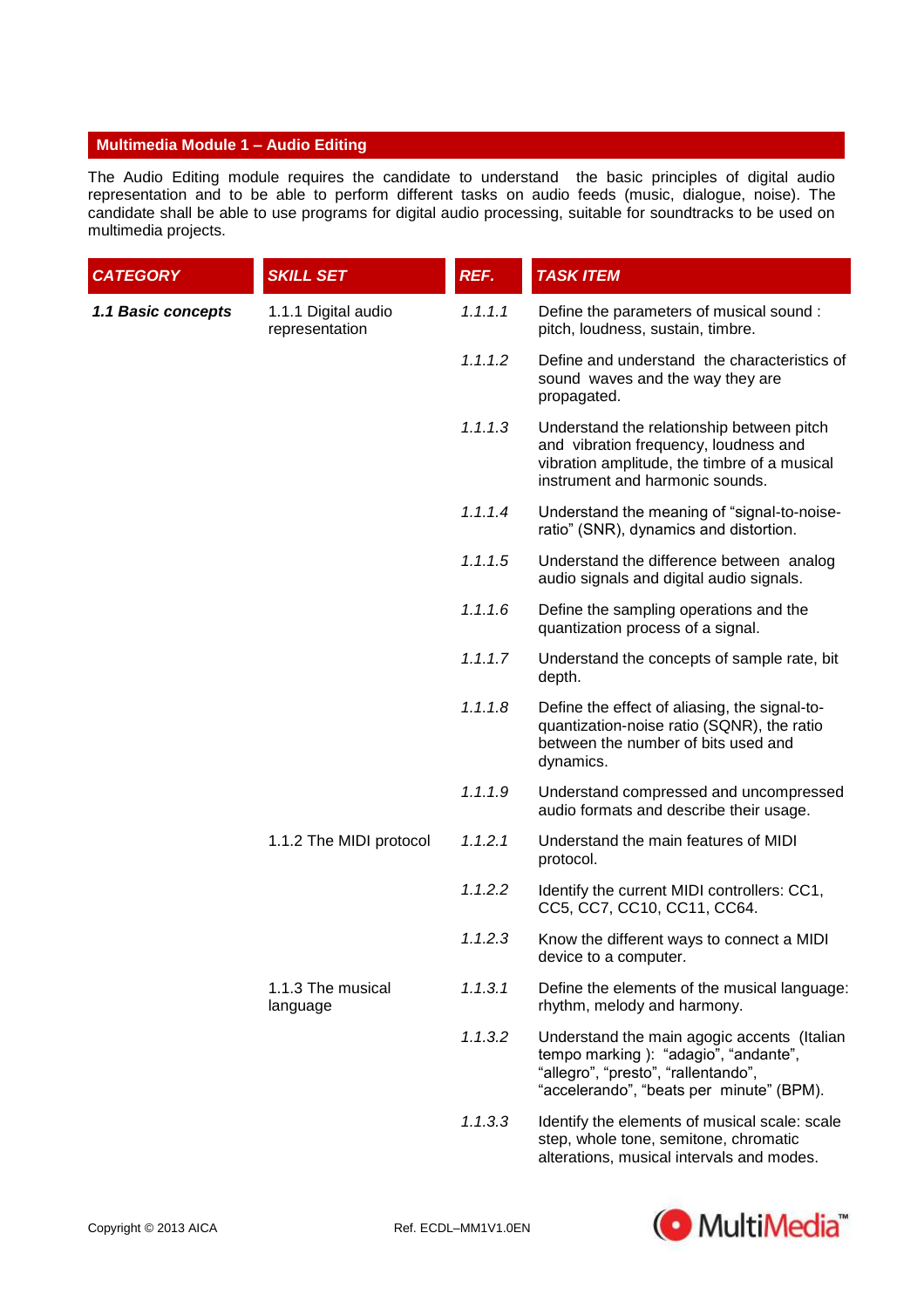## Multimedia Module 1 – Audio Editing

The Audio Editing module requires the candidate to understand the basic principles of digital audio representation and to be able to perform different tasks on audio feeds (music, dialogue, noise). The candidate shall be able to use programs for digital audio processing, suitable for soundtracks to be used on multimedia projects.

| *CATEGORY* | *SKILL SET* | *REF.* | *TASK ITEM* |
|---|---|---|---|
| ***1.1 Basic concepts*** | 1.1.1 Digital audio representation | *1.1.1.1* | Define the parameters of musical sound : pitch, loudness, sustain, timbre. |
| | | *1.1.1.2* | Define and understand the characteristics of sound waves and the way they are propagated. |
| | | *1.1.1.3* | Understand the relationship between pitch and vibration frequency, loudness and vibration amplitude, the timbre of a musical instrument and harmonic sounds. |
| | | *1.1.1.4* | Understand the meaning of "signal-to-noise-ratio" (SNR), dynamics and distortion. |
| | | *1.1.1.5* | Understand the difference between analog audio signals and digital audio signals. |
| | | *1.1.1.6* | Define the sampling operations and the quantization process of a signal. |
| | | *1.1.1.7* | Understand the concepts of sample rate, bit depth. |
| | | *1.1.1.8* | Define the effect of aliasing, the signal-to-quantization-noise ratio (SQNR), the ratio between the number of bits used and dynamics. |
| | | *1.1.1.9* | Understand compressed and uncompressed audio formats and describe their usage. |
| | 1.1.2 The MIDI protocol | *1.1.2.1* | Understand the main features of MIDI protocol. |
| | | *1.1.2.2* | Identify the current MIDI controllers: CC1, CC5, CC7, CC10, CC11, CC64. |
| | | *1.1.2.3* | Know the different ways to connect a MIDI device to a computer. |
| | 1.1.3 The musical language | *1.1.3.1* | Define the elements of the musical language: rhythm, melody and harmony. |
| | | *1.1.3.2* | Understand the main agogic accents (Italian tempo marking ): "adagio", "andante", "allegro", "presto", "rallentando", "accelerando", "beats per minute" (BPM). |
| | | *1.1.3.3* | Identify the elements of musical scale: scale step, whole tone, semitone, chromatic alterations, musical intervals and modes. |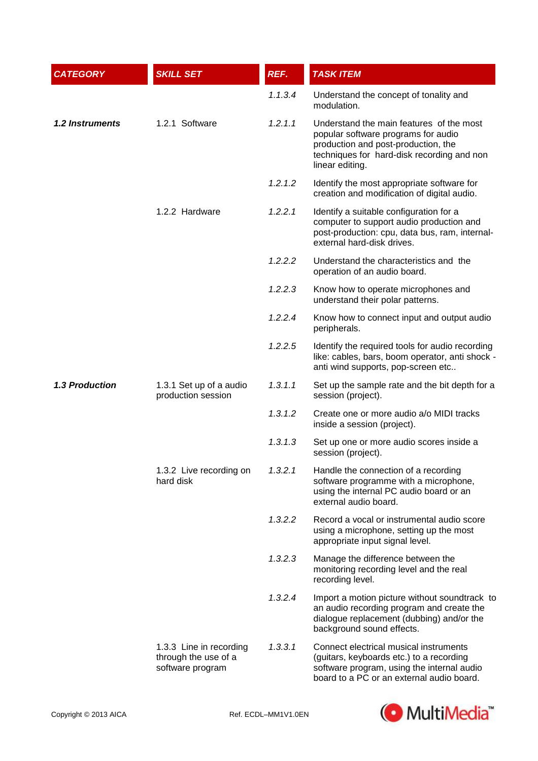| *CATEGORY* | *SKILL SET* | *REF.* | *TASK ITEM* |
|---|---|---|---|
| | | *1.1.3.4* | Understand the concept of tonality and modulation. |
| ***1.2 Instruments*** | 1.2.1 Software | *1.2.1.1* | Understand the main features of the most popular software programs for audio production and post-production, the techniques for hard-disk recording and non linear editing. |
| | | *1.2.1.2* | Identify the most appropriate software for creation and modification of digital audio. |
| | 1.2.2 Hardware | *1.2.2.1* | Identify a suitable configuration for a computer to support audio production and post-production: cpu, data bus, ram, internal-external hard-disk drives. |
| | | *1.2.2.2* | Understand the characteristics and the operation of an audio board. |
| | | *1.2.2.3* | Know how to operate microphones and understand their polar patterns. |
| | | *1.2.2.4* | Know how to connect input and output audio peripherals. |
| | | *1.2.2.5* | Identify the required tools for audio recording like: cables, bars, boom operator, anti shock - anti wind supports, pop-screen etc.. |
| ***1.3 Production*** | 1.3.1 Set up of a audio production session | *1.3.1.1* | Set up the sample rate and the bit depth for a session (project). |
| | | *1.3.1.2* | Create one or more audio a/o MIDI tracks inside a session (project). |
| | | *1.3.1.3* | Set up one or more audio scores inside a session (project). |
| | 1.3.2 Live recording on hard disk | *1.3.2.1* | Handle the connection of a recording software programme with a microphone, using the internal PC audio board or an external audio board. |
| | | *1.3.2.2* | Record a vocal or instrumental audio score using a microphone, setting up the most appropriate input signal level. |
| | | *1.3.2.3* | Manage the difference between the monitoring recording level and the real recording level. |
| | | *1.3.2.4* | Import a motion picture without soundtrack to an audio recording program and create the dialogue replacement (dubbing) and/or the background sound effects. |
| | 1.3.3 Line in recording through the use of a software program | *1.3.3.1* | Connect electrical musical instruments (guitars, keyboards etc.) to a recording software program, using the internal audio board to a PC or an external audio board. |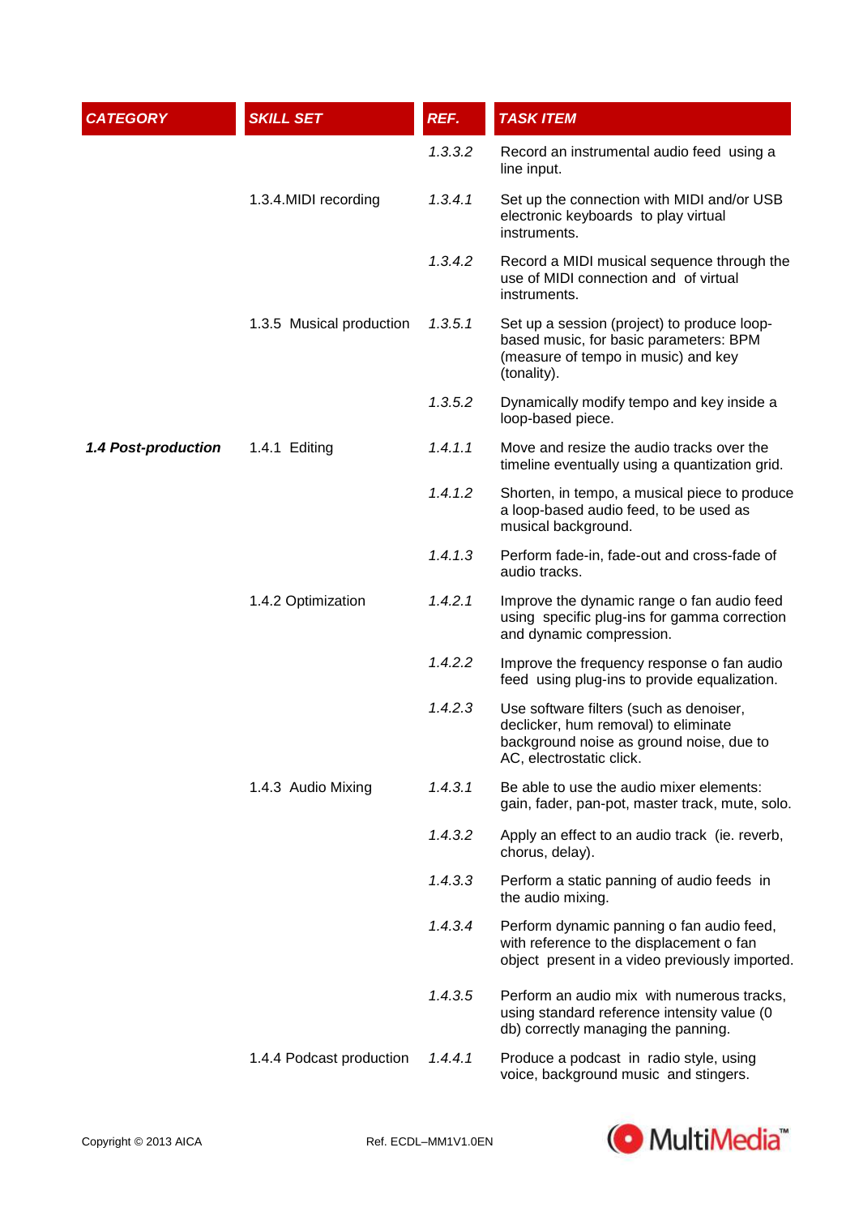| CATEGORY | SKILL SET | REF. | TASK ITEM |
|---|---|---|---|
| | | *1.3.3.2* | Record an instrumental audio feed using a line input. |
| | 1.3.4.MIDI recording | *1.3.4.1* | Set up the connection with MIDI and/or USB electronic keyboards to play virtual instruments. |
| | | *1.3.4.2* | Record a MIDI musical sequence through the use of MIDI connection and of virtual instruments. |
| | 1.3.5 Musical production | *1.3.5.1* | Set up a session (project) to produce loop-based music, for basic parameters: BPM (measure of tempo in music) and key (tonality). |
| | | *1.3.5.2* | Dynamically modify tempo and key inside a loop-based piece. |
| ***1.4 Post-production*** | 1.4.1 Editing | *1.4.1.1* | Move and resize the audio tracks over the timeline eventually using a quantization grid. |
| | | *1.4.1.2* | Shorten, in tempo, a musical piece to produce a loop-based audio feed, to be used as musical background. |
| | | *1.4.1.3* | Perform fade-in, fade-out and cross-fade of audio tracks. |
| | 1.4.2 Optimization | *1.4.2.1* | Improve the dynamic range o fan audio feed using specific plug-ins for gamma correction and dynamic compression. |
| | | *1.4.2.2* | Improve the frequency response o fan audio feed using plug-ins to provide equalization. |
| | | *1.4.2.3* | Use software filters (such as denoiser, declicker, hum removal) to eliminate background noise as ground noise, due to AC, electrostatic click. |
| | 1.4.3 Audio Mixing | *1.4.3.1* | Be able to use the audio mixer elements: gain, fader, pan-pot, master track, mute, solo. |
| | | *1.4.3.2* | Apply an effect to an audio track (ie. reverb, chorus, delay). |
| | | *1.4.3.3* | Perform a static panning of audio feeds in the audio mixing. |
| | | *1.4.3.4* | Perform dynamic panning o fan audio feed, with reference to the displacement o fan object present in a video previously imported. |
| | | *1.4.3.5* | Perform an audio mix with numerous tracks, using standard reference intensity value (0 db) correctly managing the panning. |
| | 1.4.4 Podcast production | *1.4.4.1* | Produce a podcast in radio style, using voice, background music and stingers. |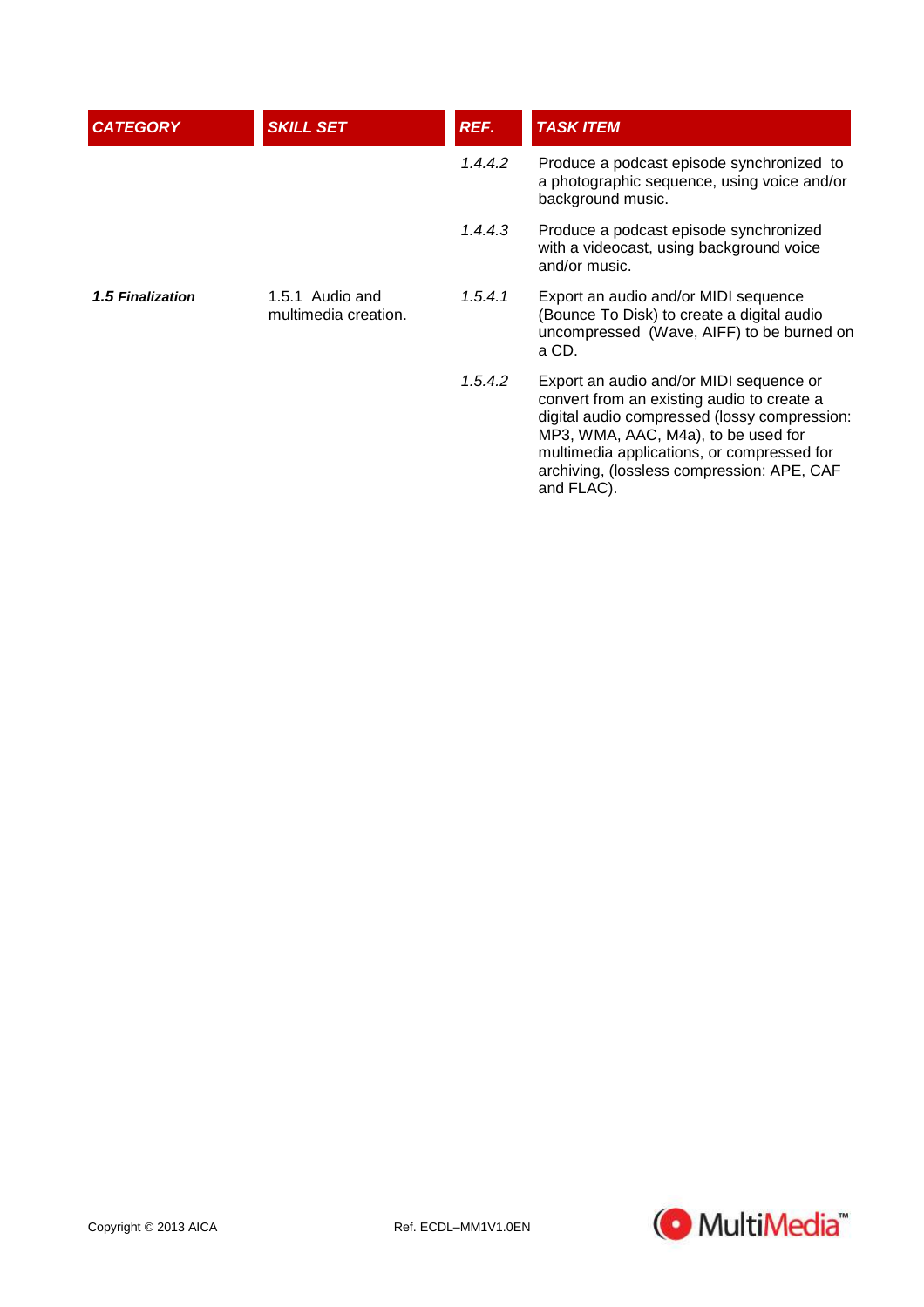| CATEGORY | SKILL SET | REF. | TASK ITEM |
| --- | --- | --- | --- |
| | | *1.4.4.2* | Produce a podcast episode synchronized to a photographic sequence, using voice and/or background music. |
| | | *1.4.4.3* | Produce a podcast episode synchronized with a videocast, using background voice and/or music. |
| ***1.5** Finalization* | 1.5.1 Audio and multimedia creation. | *1.5.4.1* | Export an audio and/or MIDI sequence (Bounce To Disk) to create a digital audio uncompressed (Wave, AIFF) to be burned on a CD. |
| | | *1.5.4.2* | Export an audio and/or MIDI sequence or convert from an existing audio to create a digital audio compressed (lossy compression: MP3, WMA, AAC, M4a), to be used for multimedia applications, or compressed for archiving, (lossless compression: APE, CAF and FLAC). |